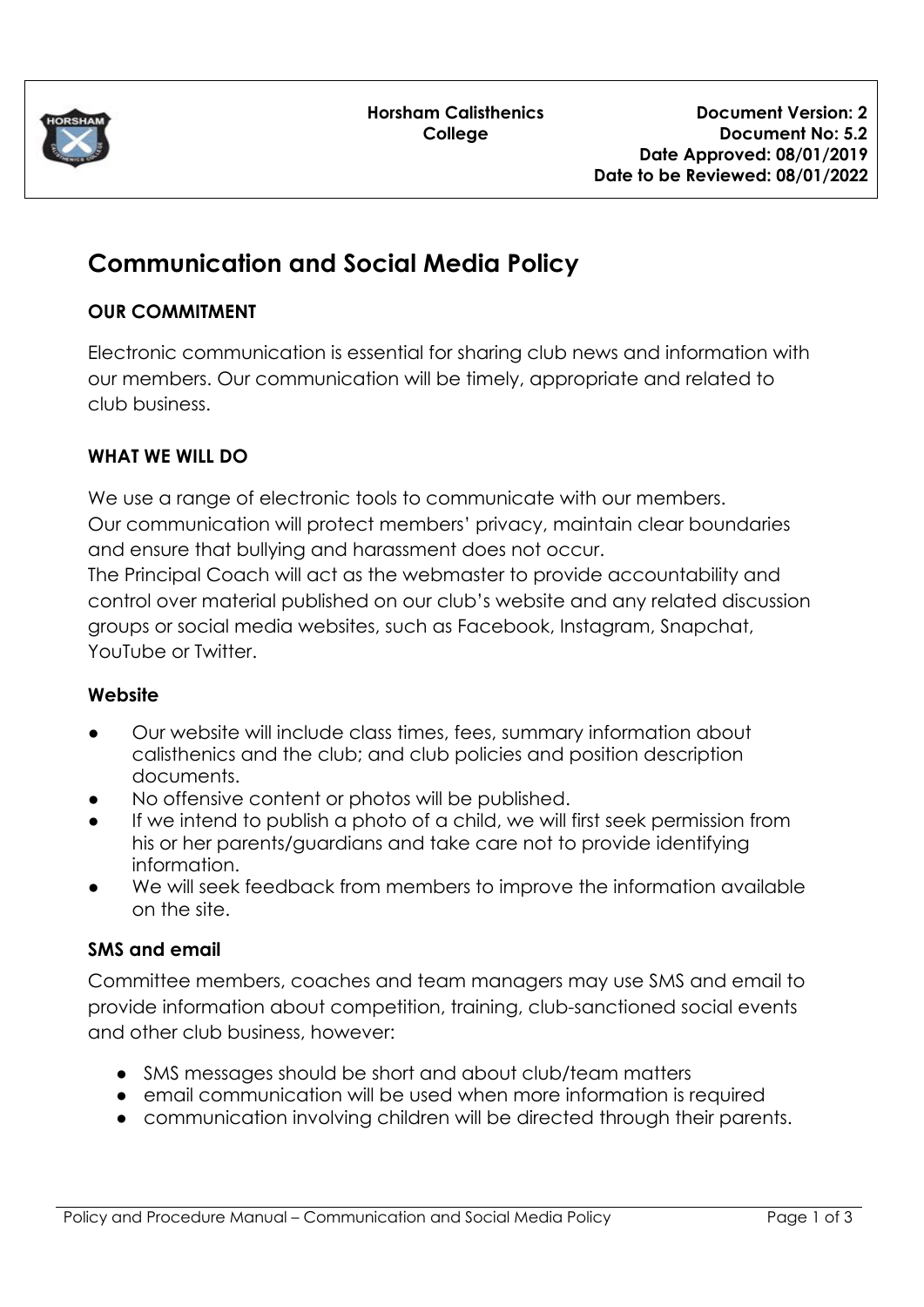| Horsham Calisthenics College | Document Version: 2<br>Document No: 5.2<br>Date Approved: 08/01/2019<br>Date to be Reviewed: 08/01/2022 |
|---|---|

# Communication and Social Media Policy

## OUR COMMITMENT

Electronic communication is essential for sharing club news and information with our members. Our communication will be timely, appropriate and related to club business.

## WHAT WE WILL DO

We use a range of electronic tools to communicate with our members.
Our communication will protect members' privacy, maintain clear boundaries and ensure that bullying and harassment does not occur.
The Principal Coach will act as the webmaster to provide accountability and control over material published on our club's website and any related discussion groups or social media websites, such as Facebook, Instagram, Snapchat, YouTube or Twitter.

### Website

- Our website will include class times, fees, summary information about calisthenics and the club; and club policies and position description documents.
- No offensive content or photos will be published.
- If we intend to publish a photo of a child, we will first seek permission from his or her parents/guardians and take care not to provide identifying information.
- We will seek feedback from members to improve the information available on the site.

### SMS and email

Committee members, coaches and team managers may use SMS and email to provide information about competition, training, club-sanctioned social events and other club business, however:

- SMS messages should be short and about club/team matters
- email communication will be used when more information is required
- communication involving children will be directed through their parents.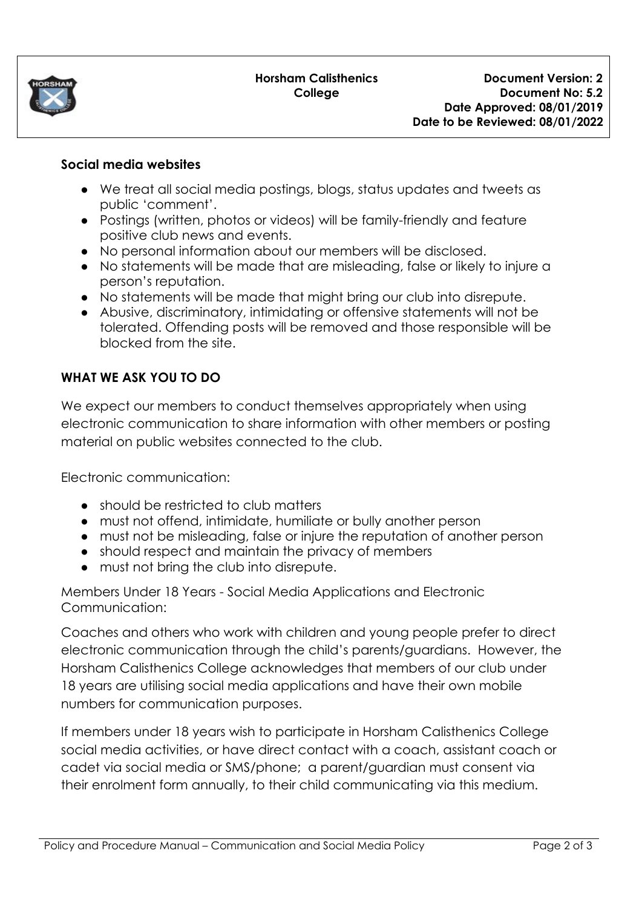### Social media websites

- We treat all social media postings, blogs, status updates and tweets as public 'comment'.
- Postings (written, photos or videos) will be family-friendly and feature positive club news and events.
- No personal information about our members will be disclosed.
- No statements will be made that are misleading, false or likely to injure a person's reputation.
- No statements will be made that might bring our club into disrepute.
- Abusive, discriminatory, intimidating or offensive statements will not be tolerated. Offending posts will be removed and those responsible will be blocked from the site.

### WHAT WE ASK YOU TO DO

We expect our members to conduct themselves appropriately when using electronic communication to share information with other members or posting material on public websites connected to the club.

Electronic communication:

- should be restricted to club matters
- must not offend, intimidate, humiliate or bully another person
- must not be misleading, false or injure the reputation of another person
- should respect and maintain the privacy of members
- must not bring the club into disrepute.

Members Under 18 Years - Social Media Applications and Electronic Communication:

Coaches and others who work with children and young people prefer to direct electronic communication through the child's parents/guardians. However, the Horsham Calisthenics College acknowledges that members of our club under 18 years are utilising social media applications and have their own mobile numbers for communication purposes.

If members under 18 years wish to participate in Horsham Calisthenics College social media activities, or have direct contact with a coach, assistant coach or cadet via social media or SMS/phone; a parent/guardian must consent via their enrolment form annually, to their child communicating via this medium.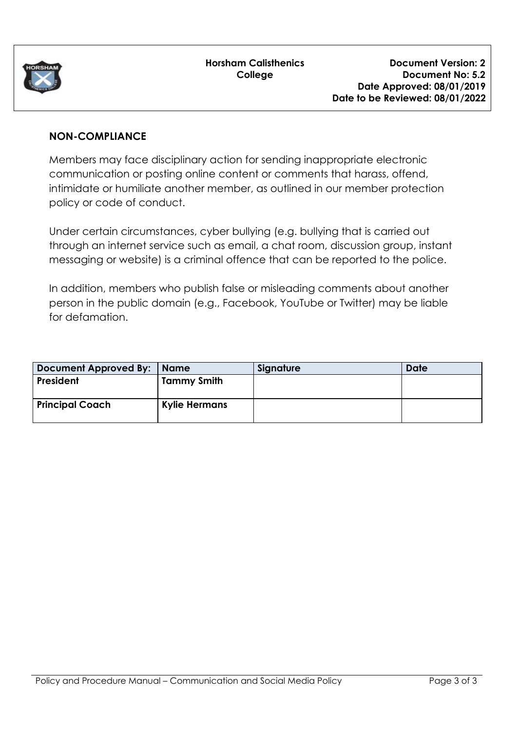## NON-COMPLIANCE

Members may face disciplinary action for sending inappropriate electronic communication or posting online content or comments that harass, offend, intimidate or humiliate another member, as outlined in our member protection policy or code of conduct.

Under certain circumstances, cyber bullying (e.g. bullying that is carried out through an internet service such as email, a chat room, discussion group, instant messaging or website) is a criminal offence that can be reported to the police.

In addition, members who publish false or misleading comments about another person in the public domain (e.g., Facebook, YouTube or Twitter) may be liable for defamation.

| Document Approved By: | Name | Signature | Date |
|---|---|---|---|
| **President** | **Tammy Smith** | | |
| **Principal Coach** | **Kylie Hermans** | | |